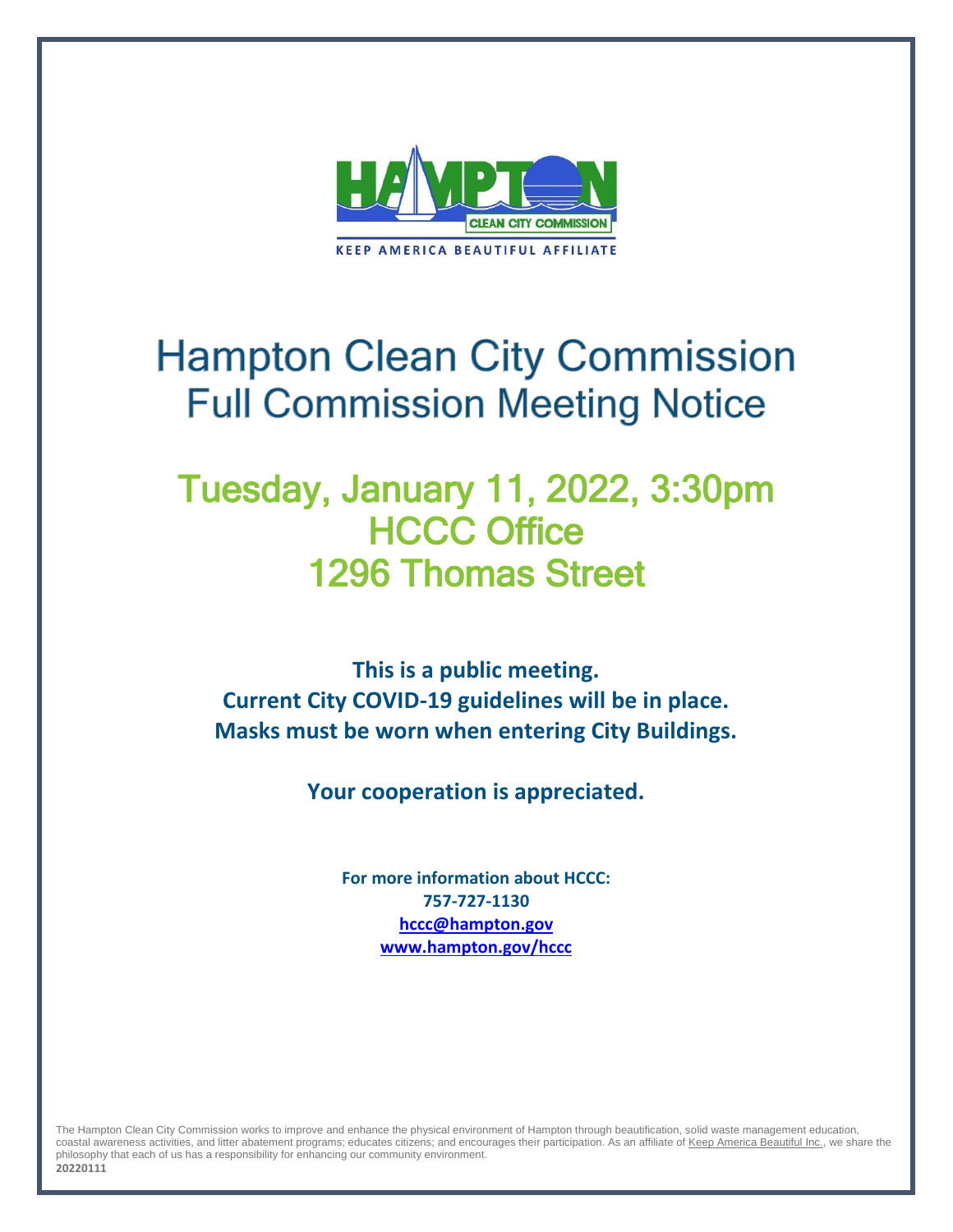HAMPTON CLEAN CITY COMMISSION

KEEP AMERICA BEAUTIFUL AFFILIATE

# Hampton Clean City Commission
## Full Commission Meeting Notice

## Tuesday, January 11, 2022, 3:30pm
## HCCC Office
## 1296 Thomas Street

**This is a public meeting.**
**Current City COVID-19 guidelines will be in place.**
**Masks must be worn when entering City Buildings.**

**Your cooperation is appreciated.**

**For more information about HCCC:**
**757-727-1130**
**hccc@hampton.gov**
**www.hampton.gov/hccc**

The Hampton Clean City Commission works to improve and enhance the physical environment of Hampton through beautification, solid waste management education, coastal awareness activities, and litter abatement programs; educates citizens; and encourages their participation. As an affiliate of Keep America Beautiful Inc., we share the philosophy that each of us has a responsibility for enhancing our community environment.

**20220111**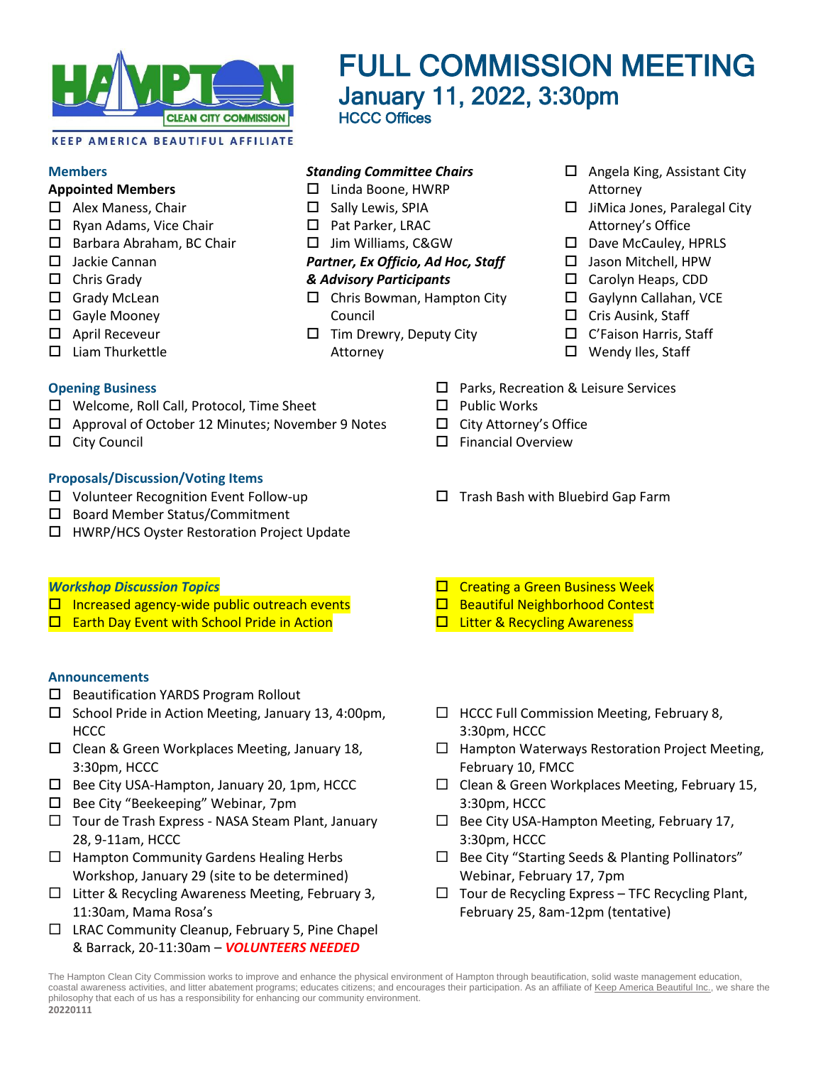HAMPTON CLEAN CITY COMMISSION

KEEP AMERICA BEAUTIFUL AFFILIATE

# FULL COMMISSION MEETING

## January 11, 2022, 3:30pm

### HCCC Offices

### Members

**Appointed Members**

- ☐ Alex Maness, Chair
- ☐ Ryan Adams, Vice Chair
- ☐ Barbara Abraham, BC Chair
- ☐ Jackie Cannan
- ☐ Chris Grady
- ☐ Grady McLean
- ☐ Gayle Mooney
- ☐ April Receveur
- ☐ Liam Thurkettle

***Standing Committee Chairs***

- ☐ Linda Boone, HWRP
- ☐ Sally Lewis, SPIA
- ☐ Pat Parker, LRAC
- ☐ Jim Williams, C&GW

***Partner, Ex Officio, Ad Hoc, Staff & Advisory Participants***

- ☐ Chris Bowman, Hampton City Council
- ☐ Tim Drewry, Deputy City Attorney
- ☐ Angela King, Assistant City Attorney
- ☐ JiMica Jones, Paralegal City Attorney's Office
- ☐ Dave McCauley, HPRLS
- ☐ Jason Mitchell, HPW
- ☐ Carolyn Heaps, CDD
- ☐ Gaylynn Callahan, VCE
- ☐ Cris Ausink, Staff
- ☐ C'Faison Harris, Staff
- ☐ Wendy Iles, Staff

### Opening Business

- ☐ Welcome, Roll Call, Protocol, Time Sheet
- ☐ Approval of October 12 Minutes; November 9 Notes
- ☐ City Council
- ☐ Parks, Recreation & Leisure Services
- ☐ Public Works
- ☐ City Attorney's Office
- ☐ Financial Overview

### Proposals/Discussion/Voting Items

- ☐ Volunteer Recognition Event Follow-up
- ☐ Board Member Status/Commitment
- ☐ HWRP/HCS Oyster Restoration Project Update
- ☐ Trash Bash with Bluebird Gap Farm

### *Workshop Discussion Topics*

- ☐ Increased agency-wide public outreach events
- ☐ Earth Day Event with School Pride in Action
- ☐ Creating a Green Business Week
- ☐ Beautiful Neighborhood Contest
- ☐ Litter & Recycling Awareness

### Announcements

- ☐ Beautification YARDS Program Rollout
- ☐ School Pride in Action Meeting, January 13, 4:00pm, HCCC
- ☐ Clean & Green Workplaces Meeting, January 18, 3:30pm, HCCC
- ☐ Bee City USA-Hampton, January 20, 1pm, HCCC
- ☐ Bee City "Beekeeping" Webinar, 7pm
- ☐ Tour de Trash Express - NASA Steam Plant, January 28, 9-11am, HCCC
- ☐ Hampton Community Gardens Healing Herbs Workshop, January 29 (site to be determined)
- ☐ Litter & Recycling Awareness Meeting, February 3, 11:30am, Mama Rosa's
- ☐ LRAC Community Cleanup, February 5, Pine Chapel & Barrack, 20-11:30am – ***VOLUNTEERS NEEDED***
- ☐ HCCC Full Commission Meeting, February 8, 3:30pm, HCCC
- ☐ Hampton Waterways Restoration Project Meeting, February 10, FMCC
- ☐ Clean & Green Workplaces Meeting, February 15, 3:30pm, HCCC
- ☐ Bee City USA-Hampton Meeting, February 17, 3:30pm, HCCC
- ☐ Bee City "Starting Seeds & Planting Pollinators" Webinar, February 17, 7pm
- ☐ Tour de Recycling Express – TFC Recycling Plant, February 25, 8am-12pm (tentative)

The Hampton Clean City Commission works to improve and enhance the physical environment of Hampton through beautification, solid waste management education, coastal awareness activities, and litter abatement programs; educates citizens; and encourages their participation. As an affiliate of Keep America Beautiful Inc., we share the philosophy that each of us has a responsibility for enhancing our community environment.

**20220111**